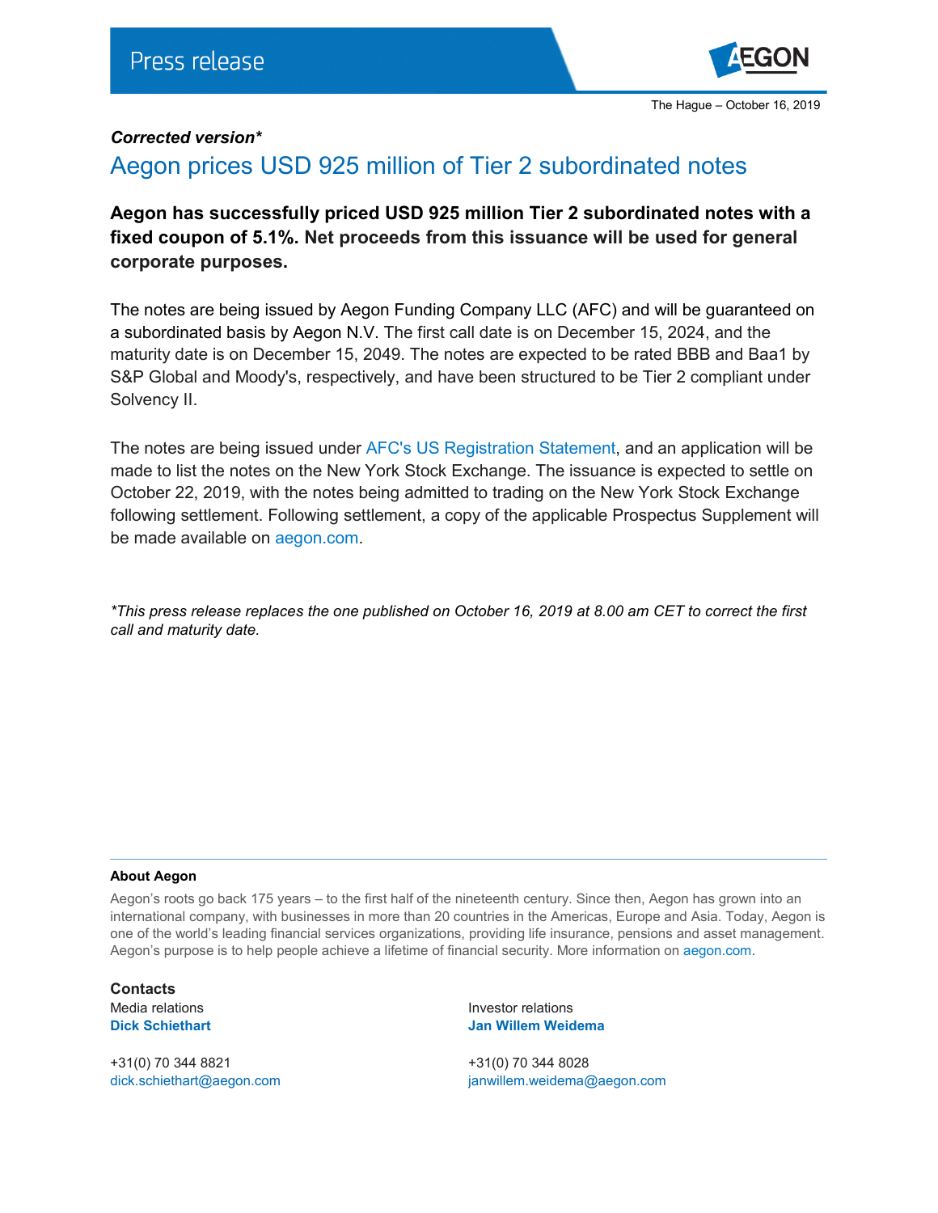Press release

The Hague – October 16, 2019

***Corrected version****

# Aegon prices USD 925 million of Tier 2 subordinated notes

**Aegon has successfully priced USD 925 million Tier 2 subordinated notes with a fixed coupon of 5.1%. Net proceeds from this issuance will be used for general corporate purposes.**

The notes are being issued by Aegon Funding Company LLC (AFC) and will be guaranteed on a subordinated basis by Aegon N.V. The first call date is on December 15, 2024, and the maturity date is on December 15, 2049. The notes are expected to be rated BBB and Baa1 by S&P Global and Moody's, respectively, and have been structured to be Tier 2 compliant under Solvency II.

The notes are being issued under AFC's US Registration Statement, and an application will be made to list the notes on the New York Stock Exchange. The issuance is expected to settle on October 22, 2019, with the notes being admitted to trading on the New York Stock Exchange following settlement. Following settlement, a copy of the applicable Prospectus Supplement will be made available on aegon.com.

*\*This press release replaces the one published on October 16, 2019 at 8.00 am CET to correct the first call and maturity date.*

---

**About Aegon**

Aegon's roots go back 175 years – to the first half of the nineteenth century. Since then, Aegon has grown into an international company, with businesses in more than 20 countries in the Americas, Europe and Asia. Today, Aegon is one of the world's leading financial services organizations, providing life insurance, pensions and asset management. Aegon's purpose is to help people achieve a lifetime of financial security. More information on aegon.com.

**Contacts**

Media relations
**Dick Schiethart**

+31(0) 70 344 8821
dick.schiethart@aegon.com

Investor relations
**Jan Willem Weidema**

+31(0) 70 344 8028
janwillem.weidema@aegon.com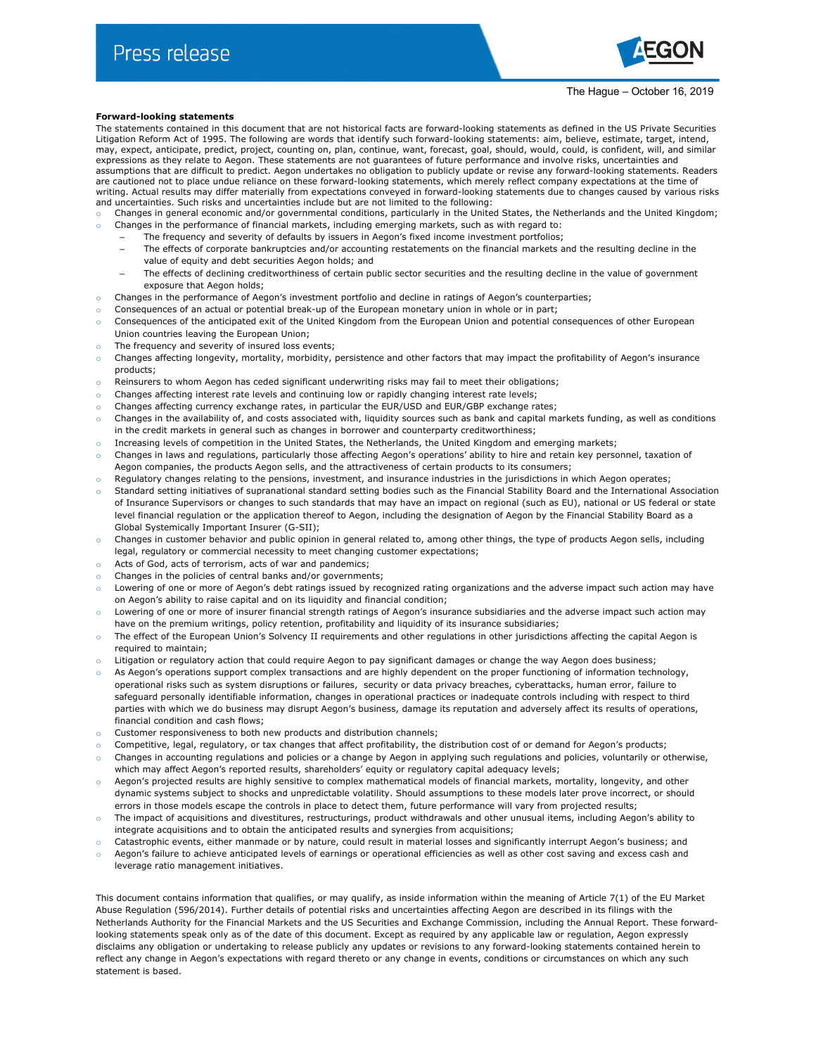Forward-looking statements

The statements contained in this document that are not historical facts are forward-looking statements as defined in the US Private Securities Litigation Reform Act of 1995. The following are words that identify such forward-looking statements: aim, believe, estimate, target, intend, may, expect, anticipate, predict, project, counting on, plan, continue, want, forecast, goal, should, would, could, is confident, will, and similar expressions as they relate to Aegon. These statements are not guarantees of future performance and involve risks, uncertainties and assumptions that are difficult to predict. Aegon undertakes no obligation to publicly update or revise any forward-looking statements. Readers are cautioned not to place undue reliance on these forward-looking statements, which merely reflect company expectations at the time of writing. Actual results may differ materially from expectations conveyed in forward-looking statements due to changes caused by various risks and uncertainties. Such risks and uncertainties include but are not limited to the following:

- Changes in general economic and/or governmental conditions, particularly in the United States, the Netherlands and the United Kingdom;
- Changes in the performance of financial markets, including emerging markets, such as with regard to:
  - The frequency and severity of defaults by issuers in Aegon's fixed income investment portfolios;
  - The effects of corporate bankruptcies and/or accounting restatements on the financial markets and the resulting decline in the value of equity and debt securities Aegon holds; and
  - The effects of declining creditworthiness of certain public sector securities and the resulting decline in the value of government exposure that Aegon holds;
- Changes in the performance of Aegon's investment portfolio and decline in ratings of Aegon's counterparties;
- Consequences of an actual or potential break-up of the European monetary union in whole or in part;
- Consequences of the anticipated exit of the United Kingdom from the European Union and potential consequences of other European Union countries leaving the European Union;
- The frequency and severity of insured loss events;
- Changes affecting longevity, mortality, morbidity, persistence and other factors that may impact the profitability of Aegon's insurance products;
- Reinsurers to whom Aegon has ceded significant underwriting risks may fail to meet their obligations;
- Changes affecting interest rate levels and continuing low or rapidly changing interest rate levels;
- Changes affecting currency exchange rates, in particular the EUR/USD and EUR/GBP exchange rates;
- Changes in the availability of, and costs associated with, liquidity sources such as bank and capital markets funding, as well as conditions in the credit markets in general such as changes in borrower and counterparty creditworthiness;
- Increasing levels of competition in the United States, the Netherlands, the United Kingdom and emerging markets;
- Changes in laws and regulations, particularly those affecting Aegon's operations' ability to hire and retain key personnel, taxation of Aegon companies, the products Aegon sells, and the attractiveness of certain products to its consumers;
- Regulatory changes relating to the pensions, investment, and insurance industries in the jurisdictions in which Aegon operates;
- Standard setting initiatives of supranational standard setting bodies such as the Financial Stability Board and the International Association of Insurance Supervisors or changes to such standards that may have an impact on regional (such as EU), national or US federal or state level financial regulation or the application thereof to Aegon, including the designation of Aegon by the Financial Stability Board as a Global Systemically Important Insurer (G-SII);
- Changes in customer behavior and public opinion in general related to, among other things, the type of products Aegon sells, including legal, regulatory or commercial necessity to meet changing customer expectations;
- Acts of God, acts of terrorism, acts of war and pandemics;
- Changes in the policies of central banks and/or governments;
- Lowering of one or more of Aegon's debt ratings issued by recognized rating organizations and the adverse impact such action may have on Aegon's ability to raise capital and on its liquidity and financial condition;
- Lowering of one or more of insurer financial strength ratings of Aegon's insurance subsidiaries and the adverse impact such action may have on the premium writings, policy retention, profitability and liquidity of its insurance subsidiaries;
- The effect of the European Union's Solvency II requirements and other regulations in other jurisdictions affecting the capital Aegon is required to maintain;
- Litigation or regulatory action that could require Aegon to pay significant damages or change the way Aegon does business;
- As Aegon's operations support complex transactions and are highly dependent on the proper functioning of information technology, operational risks such as system disruptions or failures, security or data privacy breaches, cyberattacks, human error, failure to safeguard personally identifiable information, changes in operational practices or inadequate controls including with respect to third parties with which we do business may disrupt Aegon's business, damage its reputation and adversely affect its results of operations, financial condition and cash flows;
- Customer responsiveness to both new products and distribution channels;
- Competitive, legal, regulatory, or tax changes that affect profitability, the distribution cost of or demand for Aegon's products;
- Changes in accounting regulations and policies or a change by Aegon in applying such regulations and policies, voluntarily or otherwise, which may affect Aegon's reported results, shareholders' equity or regulatory capital adequacy levels;
- Aegon's projected results are highly sensitive to complex mathematical models of financial markets, mortality, longevity, and other dynamic systems subject to shocks and unpredictable volatility. Should assumptions to these models later prove incorrect, or should errors in those models escape the controls in place to detect them, future performance will vary from projected results;
- The impact of acquisitions and divestitures, restructurings, product withdrawals and other unusual items, including Aegon's ability to integrate acquisitions and to obtain the anticipated results and synergies from acquisitions;
- Catastrophic events, either manmade or by nature, could result in material losses and significantly interrupt Aegon's business; and
- Aegon's failure to achieve anticipated levels of earnings or operational efficiencies as well as other cost saving and excess cash and leverage ratio management initiatives.

This document contains information that qualifies, or may qualify, as inside information within the meaning of Article 7(1) of the EU Market Abuse Regulation (596/2014). Further details of potential risks and uncertainties affecting Aegon are described in its filings with the Netherlands Authority for the Financial Markets and the US Securities and Exchange Commission, including the Annual Report. These forward-looking statements speak only as of the date of this document. Except as required by any applicable law or regulation, Aegon expressly disclaims any obligation or undertaking to release publicly any updates or revisions to any forward-looking statements contained herein to reflect any change in Aegon's expectations with regard thereto or any change in events, conditions or circumstances on which any such statement is based.